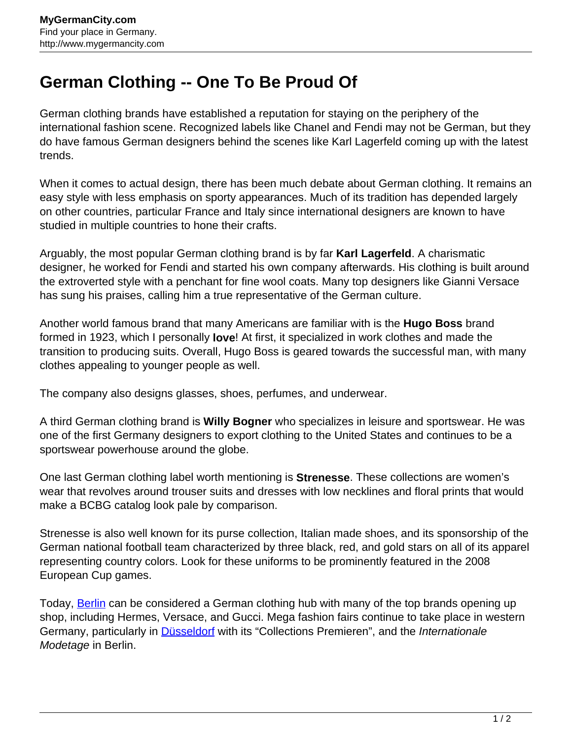# German Clothing -- One To Be Proud Of

German clothing brands have established a reputation for staying on the periphery of the international fashion scene. Recognized labels like Chanel and Fendi may not be German, but they do have famous German designers behind the scenes like Karl Lagerfeld coming up with the latest trends.

When it comes to actual design, there has been much debate about German clothing. It remains an easy style with less emphasis on sporty appearances. Much of its tradition has depended largely on other countries, particular France and Italy since international designers are known to have studied in multiple countries to hone their crafts.

Arguably, the most popular German clothing brand is by far **Karl Lagerfeld**. A charismatic designer, he worked for Fendi and started his own company afterwards. His clothing is built around the extroverted style with a penchant for fine wool coats. Many top designers like Gianni Versace has sung his praises, calling him a true representative of the German culture.

Another world famous brand that many Americans are familiar with is the **Hugo Boss** brand formed in 1923, which I personally **love**! At first, it specialized in work clothes and made the transition to producing suits. Overall, Hugo Boss is geared towards the successful man, with many clothes appealing to younger people as well.

The company also designs glasses, shoes, perfumes, and underwear.

A third German clothing brand is **Willy Bogner** who specializes in leisure and sportswear. He was one of the first Germany designers to export clothing to the United States and continues to be a sportswear powerhouse around the globe.

One last German clothing label worth mentioning is **Strenesse**. These collections are women's wear that revolves around trouser suits and dresses with low necklines and floral prints that would make a BCBG catalog look pale by comparison.

Strenesse is also well known for its purse collection, Italian made shoes, and its sponsorship of the German national football team characterized by three black, red, and gold stars on all of its apparel representing country colors. Look for these uniforms to be prominently featured in the 2008 European Cup games.

Today, [Berlin](#) can be considered a German clothing hub with many of the top brands opening up shop, including Hermes, Versace, and Gucci. Mega fashion fairs continue to take place in western Germany, particularly in [Düsseldorf](#) with its "Collections Premieren", and the *Internationale Modetage* in Berlin.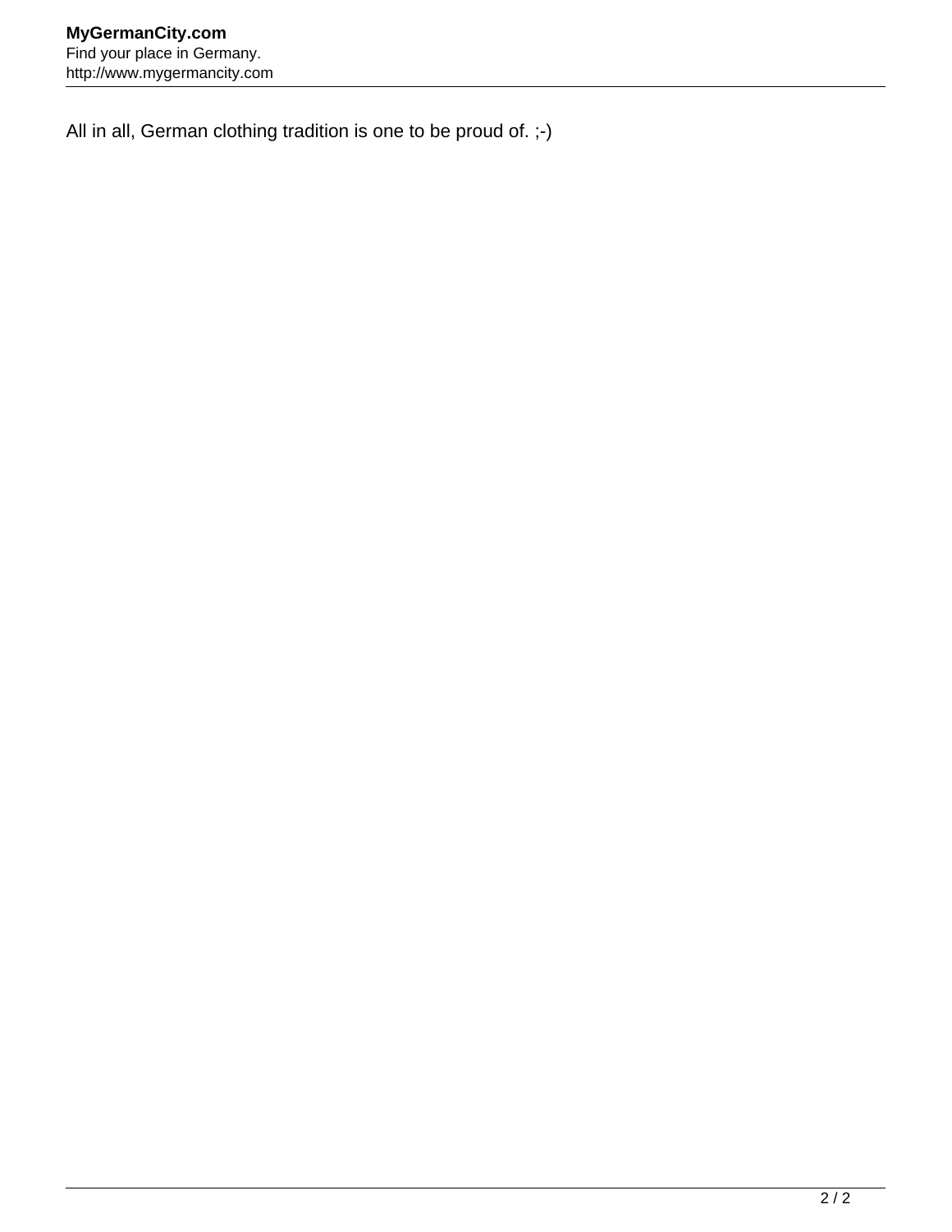All in all, German clothing tradition is one to be proud of. ;-)